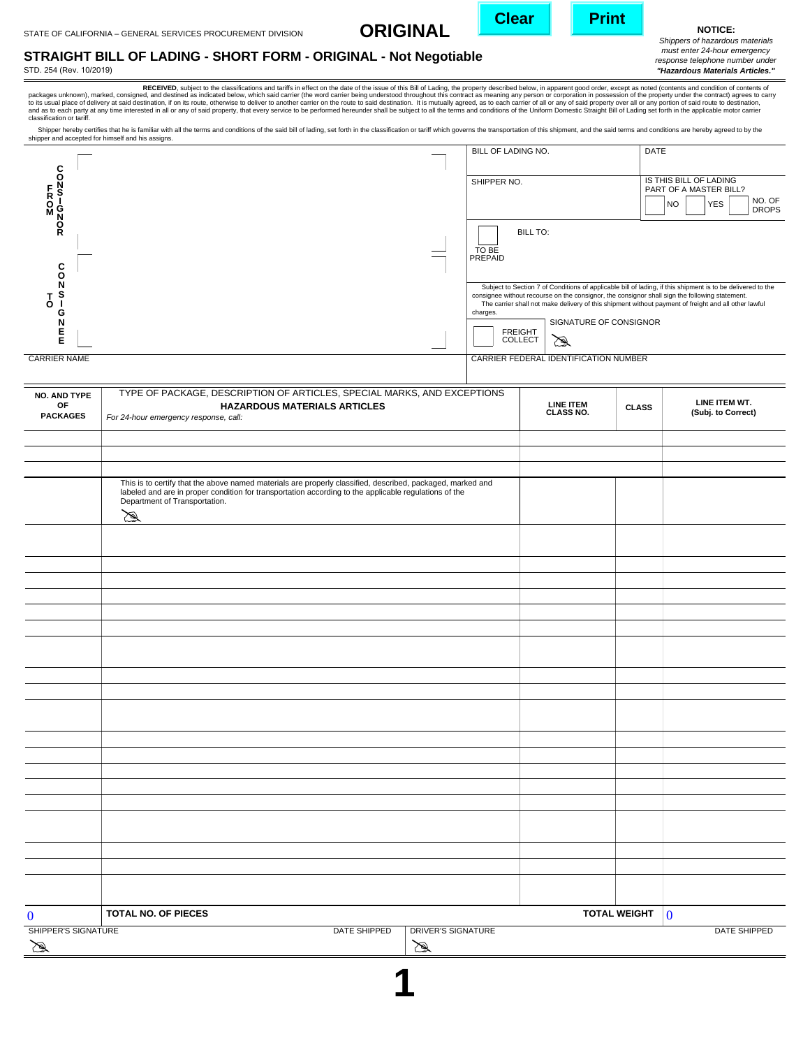STATE OF CALIFORNIA – GENERAL SERVICES PROCUREMENT DIVISION

# ORIGINAL

Clear | Print

**NOTICE:**
*Shippers of hazardous materials must enter 24-hour emergency response telephone number under* ***"Hazardous Materials Articles."***

## STRAIGHT BILL OF LADING - SHORT FORM - ORIGINAL - Not Negotiable

STD. 254 (Rev. 10/2019)

**RECEIVED**, subject to the classifications and tariffs in effect on the date of the issue of this Bill of Lading, the property described below, in apparent good order, except as noted (contents and condition of contents of packages unknown), marked, consigned, and destined as indicated below, which said carrier (the word carrier being understood throughout this contract as meaning any person or corporation in possession of the property under the contract) agrees to carry to its usual place of delivery at said destination, if on its route, otherwise to deliver to another carrier on the route to said destination. It is mutually agreed, as to each carrier of all or any of said property over all or any portion of said route to destination, and as to each party at any time interested in all or any of said property, that every service to be performed hereunder shall be subject to all the terms and conditions of the Uniform Domestic Straight Bill of Lading set forth in the applicable motor carrier classification or tariff.

Shipper hereby certifies that he is familiar with all the terms and conditions of the said bill of lading, set forth in the classification or tariff which governs the transportation of this shipment, and the said terms and conditions are hereby agreed to by the shipper and accepted for himself and his assigns.

| | |
|---|---|
| **FROM CONSIGNOR** | BILL OF LADING NO. |
| | DATE |
| | SHIPPER NO. |
| | IS THIS BILL OF LADING PART OF A MASTER BILL? ☐ NO ☐ YES ☐ NO. OF DROPS |
| | ☐ TO BE PREPAID — BILL TO: |
| **TO CONSIGNEE** | Subject to Section 7 of Conditions of applicable bill of lading, if this shipment is to be delivered to the consignee without recourse on the consignor, the consignor shall sign the following statement. The carrier shall not make delivery of this shipment without payment of freight and all other lawful charges. |
| | ☐ FREIGHT COLLECT — SIGNATURE OF CONSIGNOR |
| CARRIER NAME | CARRIER FEDERAL IDENTIFICATION NUMBER |

| NO. AND TYPE OF PACKAGES | TYPE OF PACKAGE, DESCRIPTION OF ARTICLES, SPECIAL MARKS, AND EXCEPTIONS **HAZARDOUS MATERIALS ARTICLES** *For 24-hour emergency response, call:* | LINE ITEM CLASS NO. | CLASS | LINE ITEM WT. (Subj. to Correct) |
|---|---|---|---|---|
| | | | | |
| | | | | |
| | | | | |
| | This is to certify that the above named materials are properly classified, described, packaged, marked and labeled and are in proper condition for transportation according to the applicable regulations of the Department of Transportation. | | | |
| | | | | |
| | | | | |
| | | | | |
| | | | | |
| | | | | |
| | | | | |
| | | | | |
| | | | | |
| | | | | |
| | | | | |
| | | | | |
| | | | | |
| | | | | |
| | | | | |
| | | | | |
| | | | | |
| | | | | |
| | | | | |
| 0 | **TOTAL NO. OF PIECES** | | **TOTAL WEIGHT** | 0 |

| SHIPPER'S SIGNATURE | DATE SHIPPED | DRIVER'S SIGNATURE | DATE SHIPPED |
|---|---|---|---|
| | | | |

**1**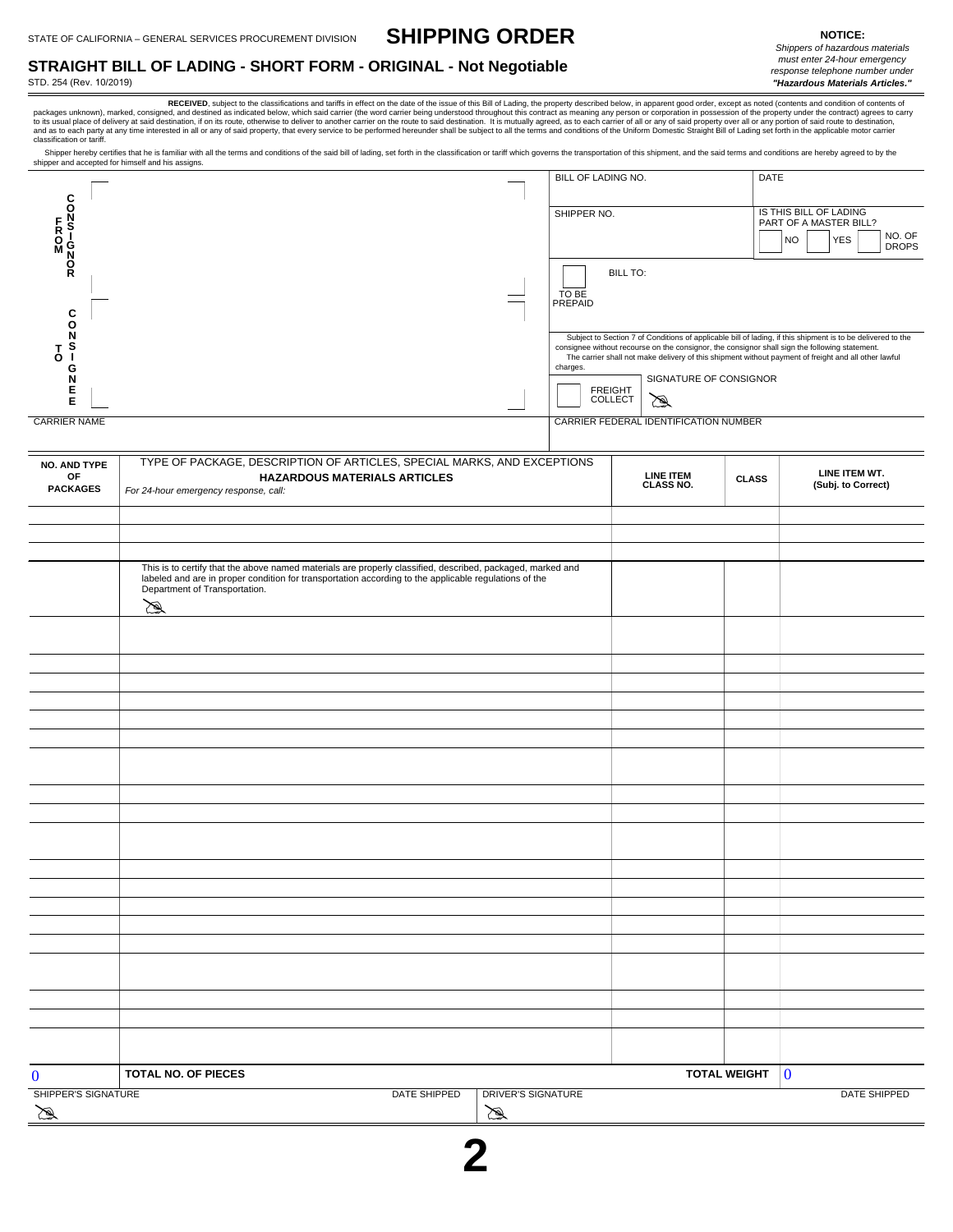STATE OF CALIFORNIA – GENERAL SERVICES PROCUREMENT DIVISION

# SHIPPING ORDER

## STRAIGHT BILL OF LADING - SHORT FORM - ORIGINAL - Not Negotiable

STD. 254 (Rev. 10/2019)

**NOTICE:**
*Shippers of hazardous materials must enter 24-hour emergency response telephone number under* ***"Hazardous Materials Articles."***

**RECEIVED**, subject to the classifications and tariffs in effect on the date of the issue of this Bill of Lading, the property described below, in apparent good order, except as noted (contents and condition of contents of packages unknown), marked, consigned, and destined as indicated below, which said carrier (the word carrier being understood throughout this contract as meaning any person or corporation in possession of the property under the contract) agrees to carry to its usual place of delivery at said destination, if on its route, otherwise to deliver to another carrier on the route to said destination. It is mutually agreed, as to each carrier of all or any of said property over all or any portion of said route to destination, and as to each party at any time interested in all or any of said property, that every service to be performed hereunder shall be subject to all the terms and conditions of the Uniform Domestic Straight Bill of Lading set forth in the applicable motor carrier classification or tariff.

Shipper hereby certifies that he is familiar with all the terms and conditions of the said bill of lading, set forth in the classification or tariff which governs the transportation of this shipment, and the said terms and conditions are hereby agreed to by the shipper and accepted for himself and his assigns.

FROM CONSIGNOR

BILL OF LADING NO. | DATE

SHIPPER NO.

IS THIS BILL OF LADING PART OF A MASTER BILL? NO | YES | NO. OF DROPS

TO BE PREPAID | BILL TO:

TO CONSIGNEE

Subject to Section 7 of Conditions of applicable bill of lading, if this shipment is to be delivered to the consignee without recourse on the consignor, the consignor shall sign the following statement.
The carrier shall not make delivery of this shipment without payment of freight and all other lawful charges.

FREIGHT COLLECT | SIGNATURE OF CONSIGNOR

CARRIER NAME | CARRIER FEDERAL IDENTIFICATION NUMBER

| NO. AND TYPE OF PACKAGES | TYPE OF PACKAGE, DESCRIPTION OF ARTICLES, SPECIAL MARKS, AND EXCEPTIONS **HAZARDOUS MATERIALS ARTICLES** *For 24-hour emergency response, call:* | LINE ITEM CLASS NO. | CLASS | LINE ITEM WT. (Subj. to Correct) |
|---|---|---|---|---|
| | | | | |
| | | | | |
| | | | | |
| | This is to certify that the above named materials are properly classified, described, packaged, marked and labeled and are in proper condition for transportation according to the applicable regulations of the Department of Transportation. | | | |
| | | | | |
| | | | | |
| | | | | |
| | | | | |
| | | | | |
| | | | | |
| | | | | |
| | | | | |
| | | | | |
| | | | | |
| | | | | |
| | | | | |
| | | | | |
| | | | | |
| | | | | |
| | | | | |
| | | | | |
| | | | | |
| 0 | **TOTAL NO. OF PIECES** | | **TOTAL WEIGHT** | 0 |

SHIPPER'S SIGNATURE | DATE SHIPPED | DRIVER'S SIGNATURE | DATE SHIPPED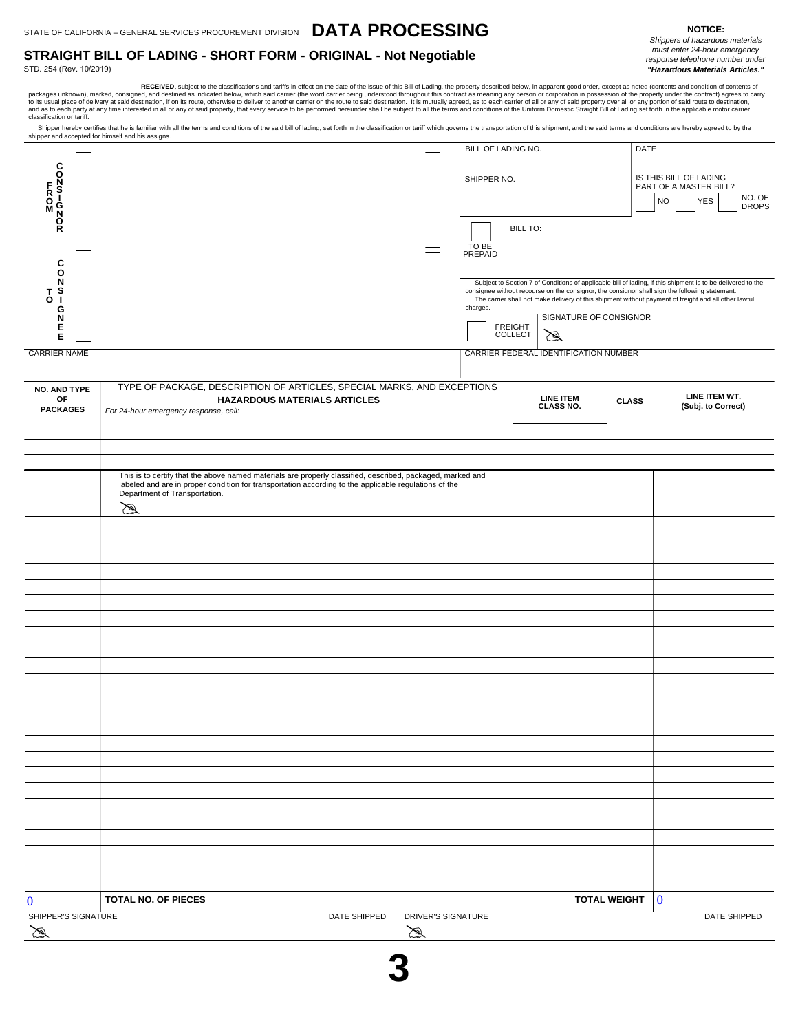STATE OF CALIFORNIA – GENERAL SERVICES PROCUREMENT DIVISION **DATA PROCESSING**

## STRAIGHT BILL OF LADING - SHORT FORM - ORIGINAL - Not Negotiable

STD. 254 (Rev. 10/2019)

**NOTICE:**
*Shippers of hazardous materials must enter 24-hour emergency response telephone number under* ***"Hazardous Materials Articles."***

**RECEIVED**, subject to the classifications and tariffs in effect on the date of the issue of this Bill of Lading, the property described below, in apparent good order, except as noted (contents and condition of contents of packages unknown), marked, consigned, and destined as indicated below, which said carrier (the word carrier being understood throughout this contract as meaning any person or corporation in possession of the property under the contract) agrees to carry to its usual place of delivery at said destination, if on its route, otherwise to deliver to another carrier on the route to said destination. It is mutually agreed, as to each carrier of all or any of said property over all or any portion of said route to destination, and as to each party at any time interested in all or any of said property, that every service to be performed hereunder shall be subject to all the terms and conditions of the Uniform Domestic Straight Bill of Lading set forth in the applicable motor carrier classification or tariff.

Shipper hereby certifies that he is familiar with all the terms and conditions of the said bill of lading, set forth in the classification or tariff which governs the transportation of this shipment, and the said terms and conditions are hereby agreed to by the shipper and accepted for himself and his assigns.

| | | |
|---|---|---|
| FROM CONSIGNOR | BILL OF LADING NO. | DATE |
| | SHIPPER NO. | IS THIS BILL OF LADING PART OF A MASTER BILL? ☐ NO ☐ YES ☐ NO. OF DROPS |
| | ☐ TO BE PREPAID | BILL TO: |
| TO CONSIGNEE | Subject to Section 7 of Conditions of applicable bill of lading, if this shipment is to be delivered to the consignee without recourse on the consignor, the consignor shall sign the following statement. The carrier shall not make delivery of this shipment without payment of freight and all other lawful charges. | |
| | ☐ FREIGHT COLLECT | SIGNATURE OF CONSIGNOR |
| CARRIER NAME | CARRIER FEDERAL IDENTIFICATION NUMBER | |

| NO. AND TYPE OF PACKAGES | TYPE OF PACKAGE, DESCRIPTION OF ARTICLES, SPECIAL MARKS, AND EXCEPTIONS **HAZARDOUS MATERIALS ARTICLES** *For 24-hour emergency response, call:* | LINE ITEM CLASS NO. | CLASS | LINE ITEM WT. (Subj. to Correct) |
|---|---|---|---|---|
| | | | | |
| | | | | |
| | | | | |
| | This is to certify that the above named materials are properly classified, described, packaged, marked and labeled and are in proper condition for transportation according to the applicable regulations of the Department of Transportation. | | | |
| | | | | |
| | | | | |
| | | | | |
| | | | | |
| | | | | |
| | | | | |
| | | | | |
| | | | | |
| | | | | |
| | | | | |
| | | | | |
| | | | | |
| | | | | |
| | | | | |
| | | | | |
| | | | | |
| | | | | |
| 0 | **TOTAL NO. OF PIECES** | | **TOTAL WEIGHT** | 0 |

| SHIPPER'S SIGNATURE | DATE SHIPPED | DRIVER'S SIGNATURE | DATE SHIPPED |
|---|---|---|---|
| | | | |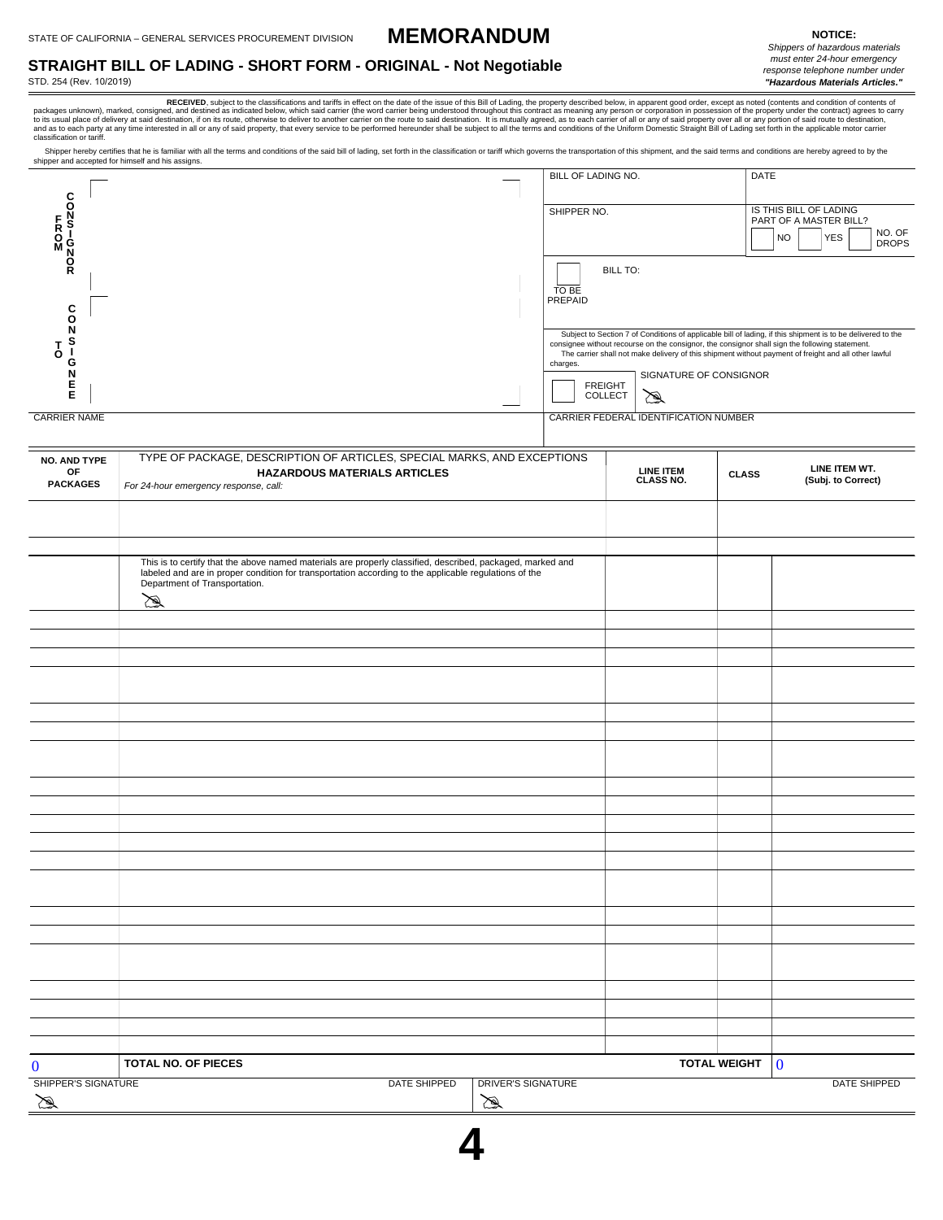STATE OF CALIFORNIA – GENERAL SERVICES PROCUREMENT DIVISION

# MEMORANDUM

## STRAIGHT BILL OF LADING - SHORT FORM - ORIGINAL - Not Negotiable

STD. 254 (Rev. 10/2019)

**NOTICE:**
*Shippers of hazardous materials must enter 24-hour emergency response telephone number under* ***"Hazardous Materials Articles."***

**RECEIVED**, subject to the classifications and tariffs in effect on the date of the issue of this Bill of Lading, the property described below, in apparent good order, except as noted (contents and condition of contents of packages unknown), marked, consigned, and destined as indicated below, which said carrier (the word carrier being understood throughout this contract as meaning any person or corporation in possession of the property under the contract) agrees to carry to its usual place of delivery at said destination, if on its route, otherwise to deliver to another carrier on the route to said destination. It is mutually agreed, as to each carrier of all or any of said property over all or any portion of said route to destination, and as to each party at any time interested in all or any of said property, that every service to be performed hereunder shall be subject to all the terms and conditions of the Uniform Domestic Straight Bill of Lading set forth in the applicable motor carrier classification or tariff.

Shipper hereby certifies that he is familiar with all the terms and conditions of the said bill of lading, set forth in the classification or tariff which governs the transportation of this shipment, and the said terms and conditions are hereby agreed to by the shipper and accepted for himself and his assigns.

| FROM CONSIGNOR | | BILL OF LADING NO. | DATE |
|---|---|---|---|
| | | SHIPPER NO. | IS THIS BILL OF LADING PART OF A MASTER BILL? ☐ NO ☐ YES ☐ NO. OF DROPS |
| | | ☐ TO BE PREPAID | BILL TO: |
| TO CONSIGNEE | | Subject to Section 7 of Conditions of applicable bill of lading, if this shipment is to be delivered to the consignee without recourse on the consignor, the consignor shall sign the following statement. The carrier shall not make delivery of this shipment without payment of freight and all other lawful charges. | |
| | | ☐ FREIGHT COLLECT | SIGNATURE OF CONSIGNOR |
| CARRIER NAME | | CARRIER FEDERAL IDENTIFICATION NUMBER | |

| NO. AND TYPE OF PACKAGES | TYPE OF PACKAGE, DESCRIPTION OF ARTICLES, SPECIAL MARKS, AND EXCEPTIONS **HAZARDOUS MATERIALS ARTICLES** *For 24-hour emergency response, call:* | LINE ITEM CLASS NO. | CLASS | LINE ITEM WT. (Subj. to Correct) |
|---|---|---|---|---|
| | | | | |
| | | | | |
| | This is to certify that the above named materials are properly classified, described, packaged, marked and labeled and are in proper condition for transportation according to the applicable regulations of the Department of Transportation. | | | |
| | | | | |
| | | | | |
| | | | | |
| | | | | |
| | | | | |
| | | | | |
| | | | | |
| | | | | |
| | | | | |
| | | | | |
| | | | | |
| | | | | |
| | | | | |
| | | | | |
| | | | | |
| | | | | |
| | | | | |
| | | | | |
| | | | | |
| 0 | **TOTAL NO. OF PIECES** | | **TOTAL WEIGHT** | 0 |

| SHIPPER'S SIGNATURE | DATE SHIPPED | DRIVER'S SIGNATURE | DATE SHIPPED |
|---|---|---|---|
| | | | |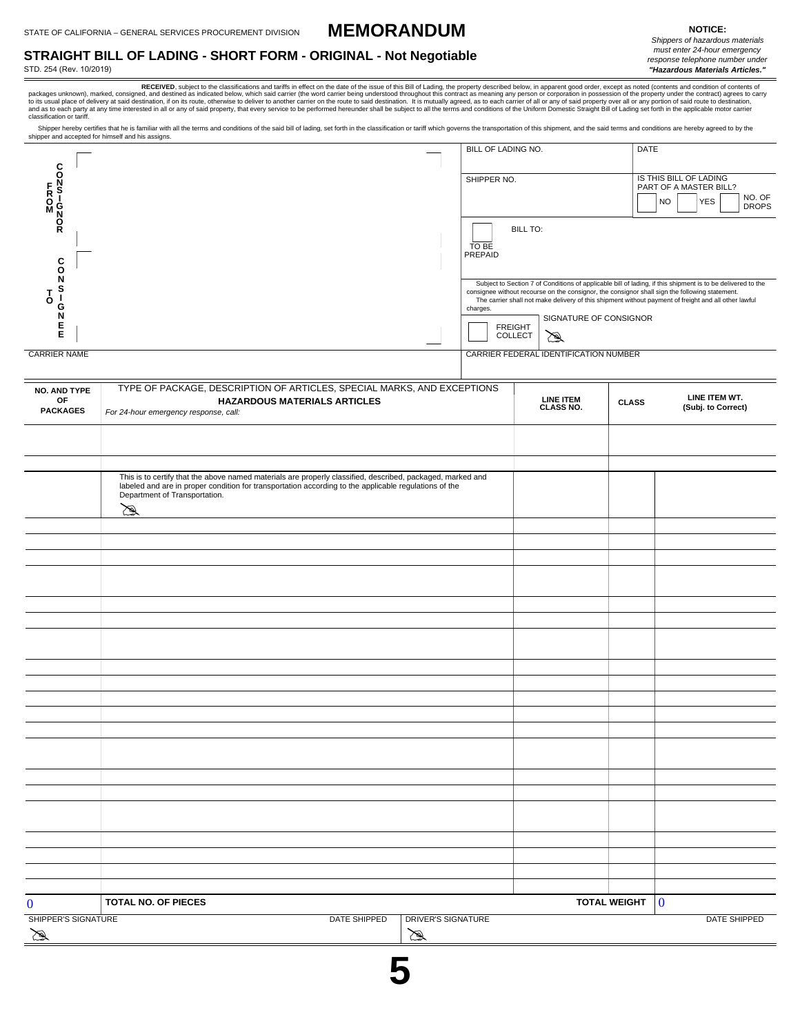STATE OF CALIFORNIA – GENERAL SERVICES PROCUREMENT DIVISION

# MEMORANDUM

## STRAIGHT BILL OF LADING - SHORT FORM - ORIGINAL - Not Negotiable

STD. 254 (Rev. 10/2019)

**NOTICE:**
*Shippers of hazardous materials must enter 24-hour emergency response telephone number under* ***"Hazardous Materials Articles."***

**RECEIVED**, subject to the classifications and tariffs in effect on the date of the issue of this Bill of Lading, the property described below, in apparent good order, except as noted (contents and condition of contents of packages unknown), marked, consigned, and destined as indicated below, which said carrier (the word carrier being understood throughout this contract as meaning any person or corporation in possession of the property under the contract) agrees to carry to its usual place of delivery at said destination, if on its route, otherwise to deliver to another carrier on the route to said destination. It is mutually agreed, as to each carrier of all or any of said property over all or any portion of said route to destination, and as to each party at any time interested in all or any of said property, that every service to be performed hereunder shall be subject to all the terms and conditions of the Uniform Domestic Straight Bill of Lading set forth in the applicable motor carrier classification or tariff.

Shipper hereby certifies that he is familiar with all the terms and conditions of the said bill of lading, set forth in the classification or tariff which governs the transportation of this shipment, and the said terms and conditions are hereby agreed to by the shipper and accepted for himself and his assigns.

| | |
|---|---|
| FROM CONSIGNOR | BILL OF LADING NO. / DATE |
| | SHIPPER NO. / IS THIS BILL OF LADING PART OF A MASTER BILL? ☐ NO ☐ YES ☐ NO. OF DROPS |
| | ☐ TO BE PREPAID / BILL TO: |
| TO CONSIGNEE | Subject to Section 7 of Conditions of applicable bill of lading, if this shipment is to be delivered to the consignee without recourse on the consignor, the consignor shall sign the following statement. The carrier shall not make delivery of this shipment without payment of freight and all other lawful charges. |
| | ☐ FREIGHT COLLECT / SIGNATURE OF CONSIGNOR |
| CARRIER NAME | CARRIER FEDERAL IDENTIFICATION NUMBER |

| NO. AND TYPE OF PACKAGES | TYPE OF PACKAGE, DESCRIPTION OF ARTICLES, SPECIAL MARKS, AND EXCEPTIONS **HAZARDOUS MATERIALS ARTICLES** *For 24-hour emergency response, call:* | LINE ITEM CLASS NO. | CLASS | LINE ITEM WT. (Subj. to Correct) |
|---|---|---|---|---|
| | | | | |
| | | | | |
| | This is to certify that the above named materials are properly classified, described, packaged, marked and labeled and are in proper condition for transportation according to the applicable regulations of the Department of Transportation. | | | |
| | | | | |
| | | | | |
| | | | | |
| | | | | |
| | | | | |
| | | | | |
| | | | | |
| | | | | |
| | | | | |
| | | | | |
| | | | | |
| | | | | |
| | | | | |
| | | | | |
| | | | | |
| | | | | |
| | | | | |
| | | | | |
| | | | | |
| 0 | **TOTAL NO. OF PIECES** | | **TOTAL WEIGHT** | 0 |

| SHIPPER'S SIGNATURE | DATE SHIPPED | DRIVER'S SIGNATURE | DATE SHIPPED |
|---|---|---|---|
| | | | |